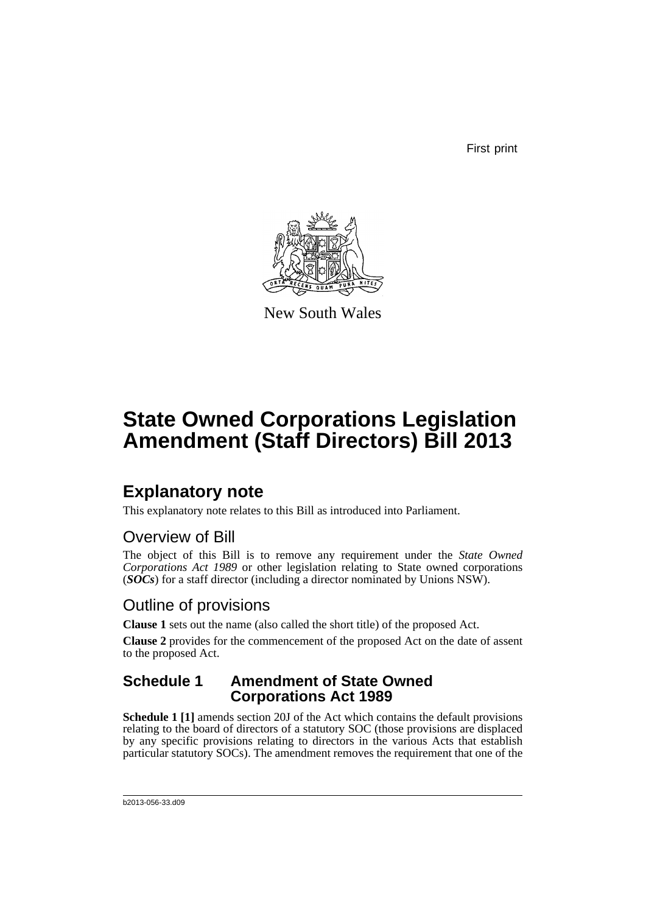First print

New South Wales

# State Owned Corporations Legislation Amendment (Staff Directors) Bill 2013

## Explanatory note

This explanatory note relates to this Bill as introduced into Parliament.

### Overview of Bill

The object of this Bill is to remove any requirement under the *State Owned Corporations Act 1989* or other legislation relating to State owned corporations (***SOCs***) for a staff director (including a director nominated by Unions NSW).

### Outline of provisions

**Clause 1** sets out the name (also called the short title) of the proposed Act.

**Clause 2** provides for the commencement of the proposed Act on the date of assent to the proposed Act.

### Schedule 1 Amendment of State Owned Corporations Act 1989

**Schedule 1 [1]** amends section 20J of the Act which contains the default provisions relating to the board of directors of a statutory SOC (those provisions are displaced by any specific provisions relating to directors in the various Acts that establish particular statutory SOCs). The amendment removes the requirement that one of the

b2013-056-33.d09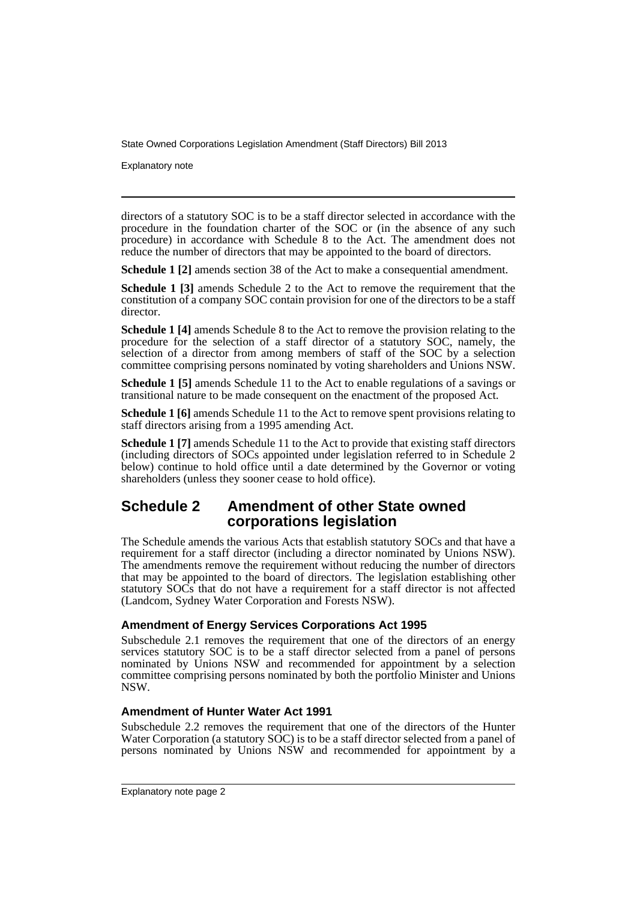directors of a statutory SOC is to be a staff director selected in accordance with the procedure in the foundation charter of the SOC or (in the absence of any such procedure) in accordance with Schedule 8 to the Act. The amendment does not reduce the number of directors that may be appointed to the board of directors.

**Schedule 1 [2]** amends section 38 of the Act to make a consequential amendment.

**Schedule 1 [3]** amends Schedule 2 to the Act to remove the requirement that the constitution of a company SOC contain provision for one of the directors to be a staff director.

**Schedule 1 [4]** amends Schedule 8 to the Act to remove the provision relating to the procedure for the selection of a staff director of a statutory SOC, namely, the selection of a director from among members of staff of the SOC by a selection committee comprising persons nominated by voting shareholders and Unions NSW.

**Schedule 1 [5]** amends Schedule 11 to the Act to enable regulations of a savings or transitional nature to be made consequent on the enactment of the proposed Act.

**Schedule 1 [6]** amends Schedule 11 to the Act to remove spent provisions relating to staff directors arising from a 1995 amending Act.

**Schedule 1 [7]** amends Schedule 11 to the Act to provide that existing staff directors (including directors of SOCs appointed under legislation referred to in Schedule 2 below) continue to hold office until a date determined by the Governor or voting shareholders (unless they sooner cease to hold office).

## Schedule 2 Amendment of other State owned corporations legislation

The Schedule amends the various Acts that establish statutory SOCs and that have a requirement for a staff director (including a director nominated by Unions NSW). The amendments remove the requirement without reducing the number of directors that may be appointed to the board of directors. The legislation establishing other statutory SOCs that do not have a requirement for a staff director is not affected (Landcom, Sydney Water Corporation and Forests NSW).

### Amendment of Energy Services Corporations Act 1995

Subschedule 2.1 removes the requirement that one of the directors of an energy services statutory SOC is to be a staff director selected from a panel of persons nominated by Unions NSW and recommended for appointment by a selection committee comprising persons nominated by both the portfolio Minister and Unions NSW.

### Amendment of Hunter Water Act 1991

Subschedule 2.2 removes the requirement that one of the directors of the Hunter Water Corporation (a statutory SOC) is to be a staff director selected from a panel of persons nominated by Unions NSW and recommended for appointment by a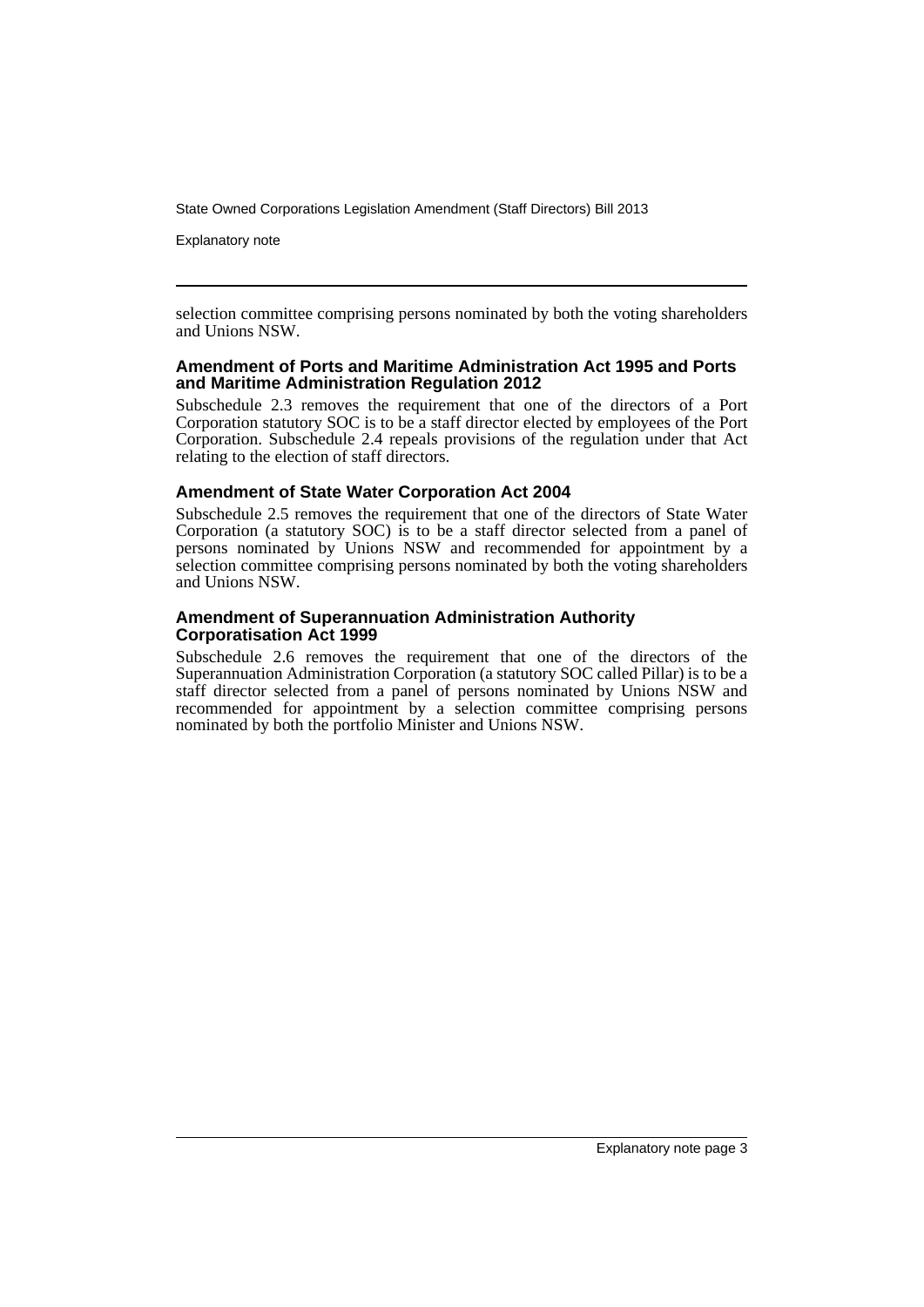selection committee comprising persons nominated by both the voting shareholders and Unions NSW.

### Amendment of Ports and Maritime Administration Act 1995 and Ports and Maritime Administration Regulation 2012

Subschedule 2.3 removes the requirement that one of the directors of a Port Corporation statutory SOC is to be a staff director elected by employees of the Port Corporation. Subschedule 2.4 repeals provisions of the regulation under that Act relating to the election of staff directors.

### Amendment of State Water Corporation Act 2004

Subschedule 2.5 removes the requirement that one of the directors of State Water Corporation (a statutory SOC) is to be a staff director selected from a panel of persons nominated by Unions NSW and recommended for appointment by a selection committee comprising persons nominated by both the voting shareholders and Unions NSW.

### Amendment of Superannuation Administration Authority Corporatisation Act 1999

Subschedule 2.6 removes the requirement that one of the directors of the Superannuation Administration Corporation (a statutory SOC called Pillar) is to be a staff director selected from a panel of persons nominated by Unions NSW and recommended for appointment by a selection committee comprising persons nominated by both the portfolio Minister and Unions NSW.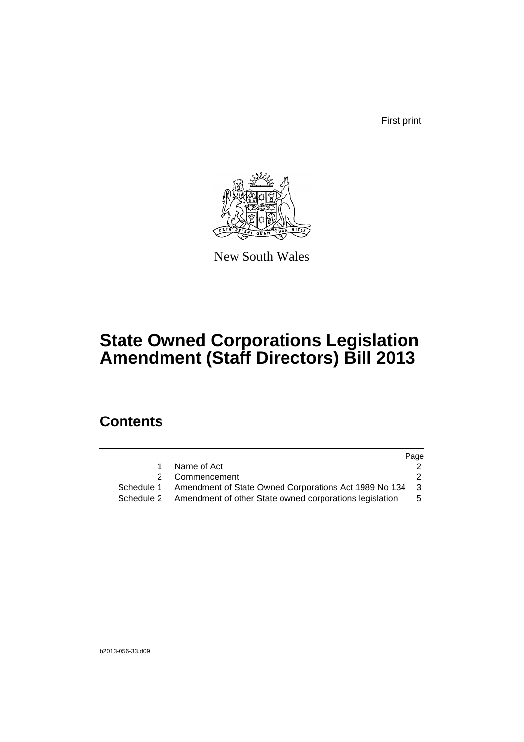First print

New South Wales

# State Owned Corporations Legislation Amendment (Staff Directors) Bill 2013

## Contents

| | | Page |
|---|---|---|
| 1 | Name of Act | 2 |
| 2 | Commencement | 2 |
| Schedule 1 | Amendment of State Owned Corporations Act 1989 No 134 | 3 |
| Schedule 2 | Amendment of other State owned corporations legislation | 5 |

b2013-056-33.d09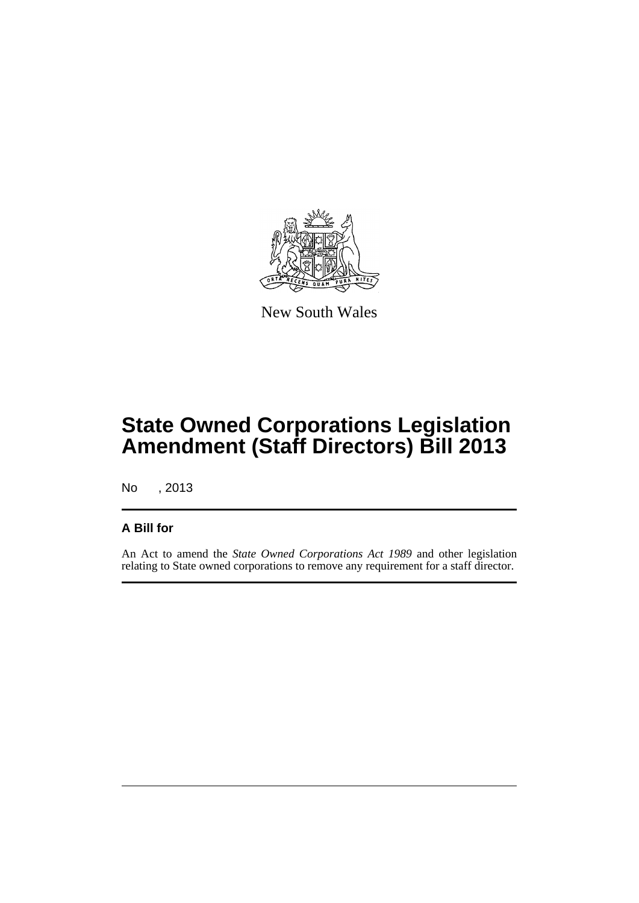New South Wales

# State Owned Corporations Legislation Amendment (Staff Directors) Bill 2013

No , 2013

## A Bill for

An Act to amend the *State Owned Corporations Act 1989* and other legislation relating to State owned corporations to remove any requirement for a staff director.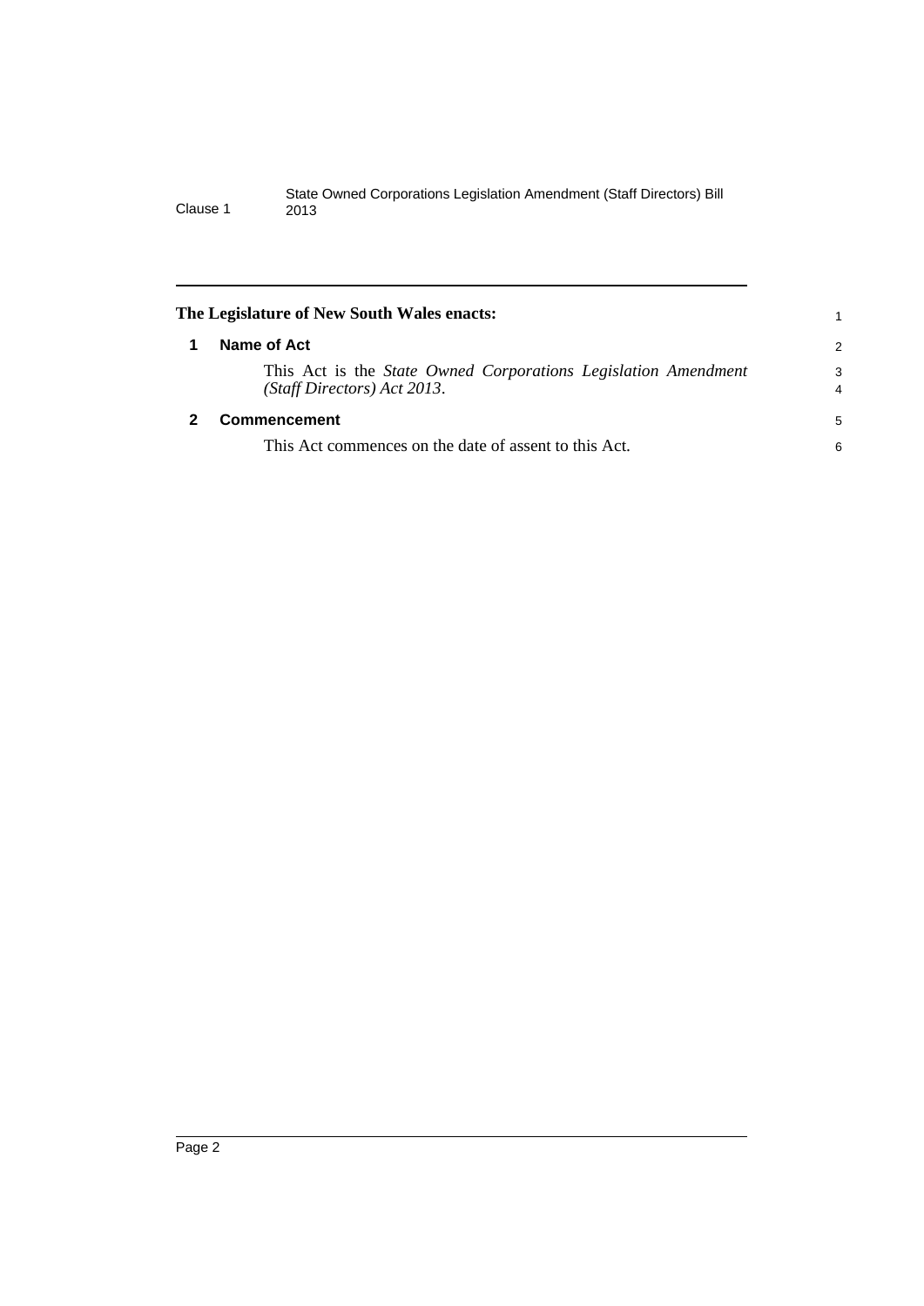**The Legislature of New South Wales enacts:**

## 1 Name of Act

This Act is the *State Owned Corporations Legislation Amendment (Staff Directors) Act 2013*.

## 2 Commencement

This Act commences on the date of assent to this Act.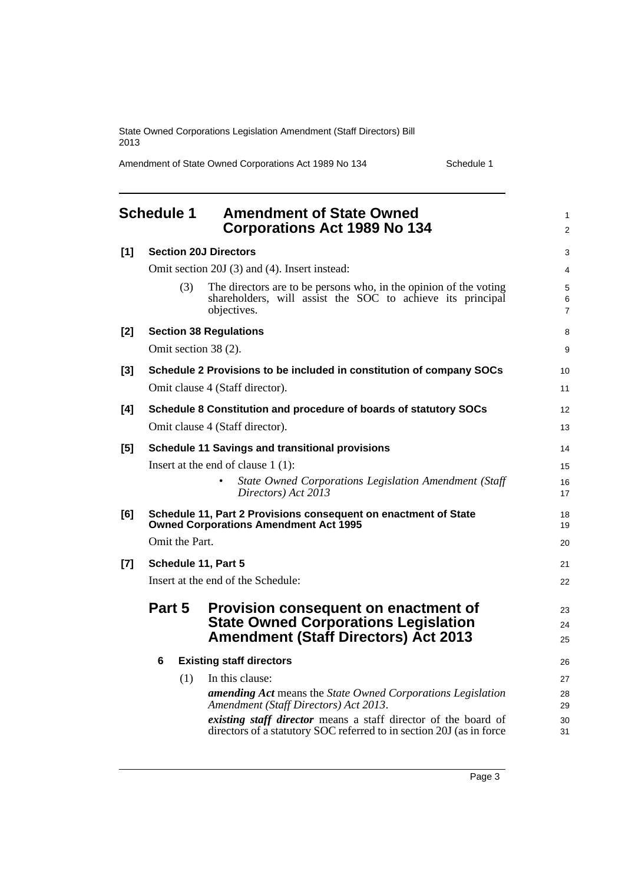# Schedule 1 Amendment of State Owned Corporations Act 1989 No 134

**[1] Section 20J Directors**

Omit section 20J (3) and (4). Insert instead:

(3) The directors are to be persons who, in the opinion of the voting shareholders, will assist the SOC to achieve its principal objectives.

**[2] Section 38 Regulations**

Omit section 38 (2).

**[3] Schedule 2 Provisions to be included in constitution of company SOCs**

Omit clause 4 (Staff director).

**[4] Schedule 8 Constitution and procedure of boards of statutory SOCs**

Omit clause 4 (Staff director).

**[5] Schedule 11 Savings and transitional provisions**

Insert at the end of clause 1 (1):

- *State Owned Corporations Legislation Amendment (Staff Directors) Act 2013*

**[6] Schedule 11, Part 2 Provisions consequent on enactment of State Owned Corporations Amendment Act 1995**

Omit the Part.

**[7] Schedule 11, Part 5**

Insert at the end of the Schedule:

## Part 5 Provision consequent on enactment of State Owned Corporations Legislation Amendment (Staff Directors) Act 2013

**6 Existing staff directors**

(1) In this clause:

***amending Act*** means the *State Owned Corporations Legislation Amendment (Staff Directors) Act 2013*.

***existing staff director*** means a staff director of the board of directors of a statutory SOC referred to in section 20J (as in force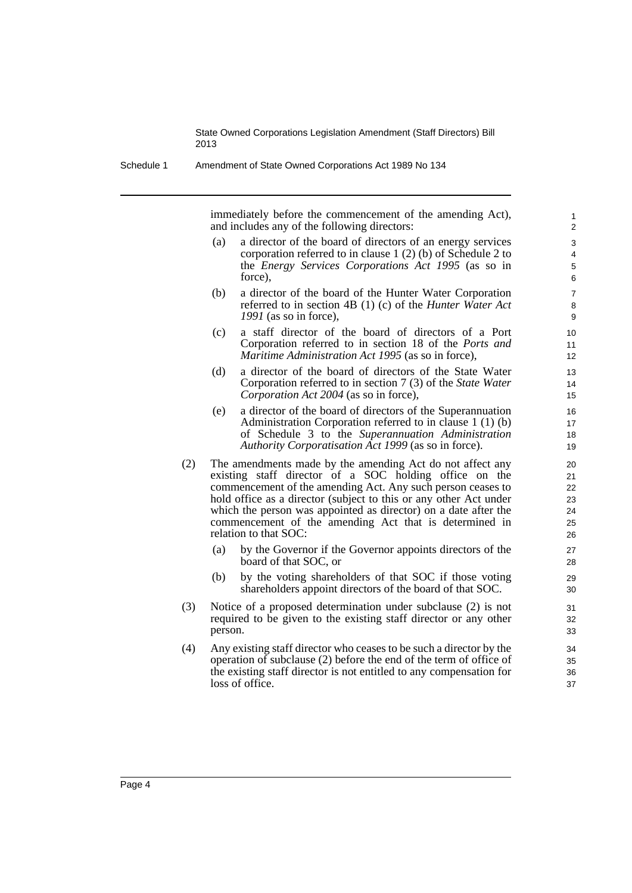immediately before the commencement of the amending Act), and includes any of the following directors:

(a) a director of the board of directors of an energy services corporation referred to in clause 1 (2) (b) of Schedule 2 to the *Energy Services Corporations Act 1995* (as so in force),

(b) a director of the board of the Hunter Water Corporation referred to in section 4B (1) (c) of the *Hunter Water Act 1991* (as so in force),

(c) a staff director of the board of directors of a Port Corporation referred to in section 18 of the *Ports and Maritime Administration Act 1995* (as so in force),

(d) a director of the board of directors of the State Water Corporation referred to in section 7 (3) of the *State Water Corporation Act 2004* (as so in force),

(e) a director of the board of directors of the Superannuation Administration Corporation referred to in clause 1 (1) (b) of Schedule 3 to the *Superannuation Administration Authority Corporatisation Act 1999* (as so in force).

(2) The amendments made by the amending Act do not affect any existing staff director of a SOC holding office on the commencement of the amending Act. Any such person ceases to hold office as a director (subject to this or any other Act under which the person was appointed as director) on a date after the commencement of the amending Act that is determined in relation to that SOC:

(a) by the Governor if the Governor appoints directors of the board of that SOC, or

(b) by the voting shareholders of that SOC if those voting shareholders appoint directors of the board of that SOC.

(3) Notice of a proposed determination under subclause (2) is not required to be given to the existing staff director or any other person.

(4) Any existing staff director who ceases to be such a director by the operation of subclause (2) before the end of the term of office of the existing staff director is not entitled to any compensation for loss of office.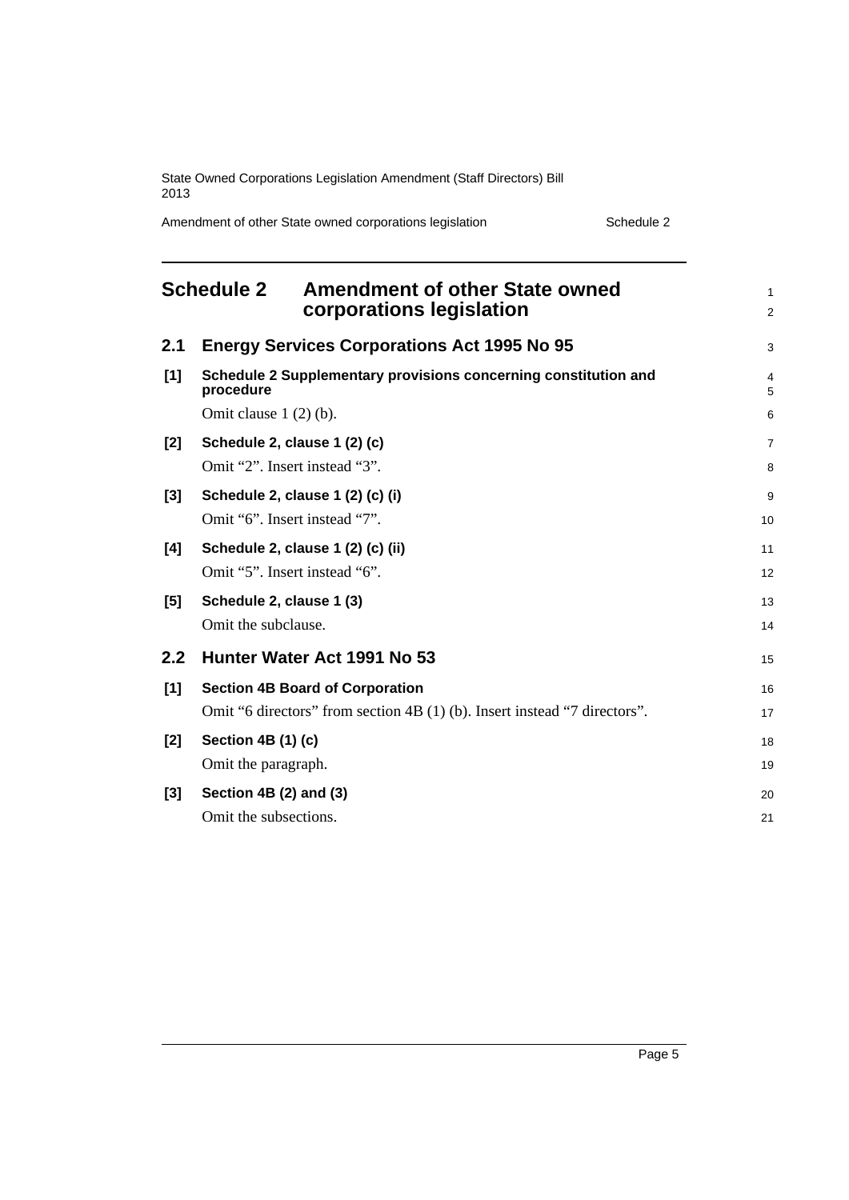# Schedule 2 Amendment of other State owned corporations legislation

## 2.1 Energy Services Corporations Act 1995 No 95

**[1] Schedule 2 Supplementary provisions concerning constitution and procedure**

Omit clause 1 (2) (b).

**[2] Schedule 2, clause 1 (2) (c)**

Omit "2". Insert instead "3".

**[3] Schedule 2, clause 1 (2) (c) (i)**

Omit "6". Insert instead "7".

**[4] Schedule 2, clause 1 (2) (c) (ii)**

Omit "5". Insert instead "6".

**[5] Schedule 2, clause 1 (3)**

Omit the subclause.

## 2.2 Hunter Water Act 1991 No 53

**[1] Section 4B Board of Corporation**

Omit "6 directors" from section 4B (1) (b). Insert instead "7 directors".

**[2] Section 4B (1) (c)**

Omit the paragraph.

**[3] Section 4B (2) and (3)**

Omit the subsections.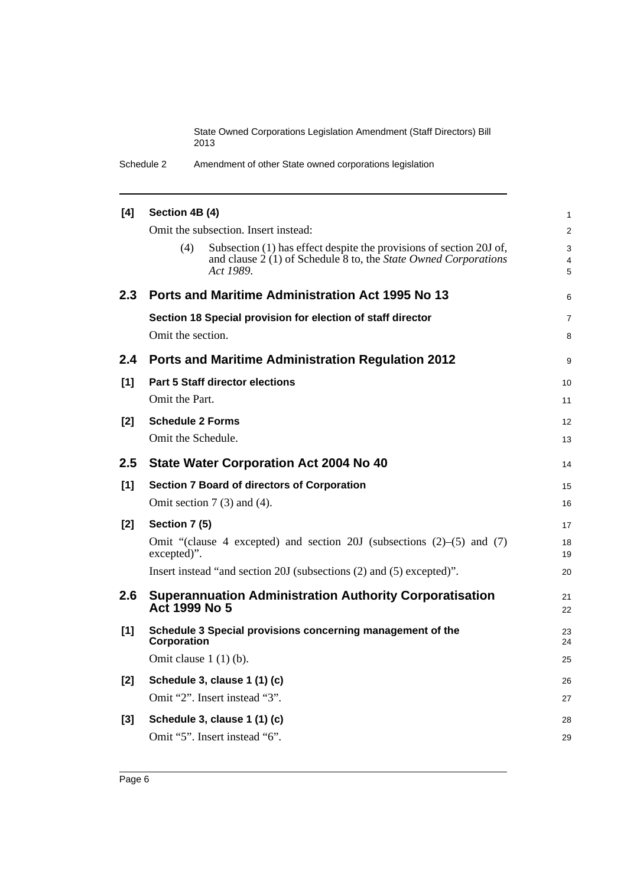**[4] Section 4B (4)**

Omit the subsection. Insert instead:

> (4) Subsection (1) has effect despite the provisions of section 20J of, and clause 2 (1) of Schedule 8 to, the *State Owned Corporations Act 1989*.

## 2.3 Ports and Maritime Administration Act 1995 No 13

**Section 18 Special provision for election of staff director**

Omit the section.

## 2.4 Ports and Maritime Administration Regulation 2012

**[1] Part 5 Staff director elections**

Omit the Part.

**[2] Schedule 2 Forms**

Omit the Schedule.

## 2.5 State Water Corporation Act 2004 No 40

**[1] Section 7 Board of directors of Corporation**

Omit section 7 (3) and (4).

**[2] Section 7 (5)**

Omit "(clause 4 excepted) and section 20J (subsections (2)–(5) and (7) excepted)".

Insert instead "and section 20J (subsections (2) and (5) excepted)".

## 2.6 Superannuation Administration Authority Corporatisation Act 1999 No 5

**[1] Schedule 3 Special provisions concerning management of the Corporation**

Omit clause 1 (1) (b).

**[2] Schedule 3, clause 1 (1) (c)**

Omit "2". Insert instead "3".

**[3] Schedule 3, clause 1 (1) (c)**

Omit "5". Insert instead "6".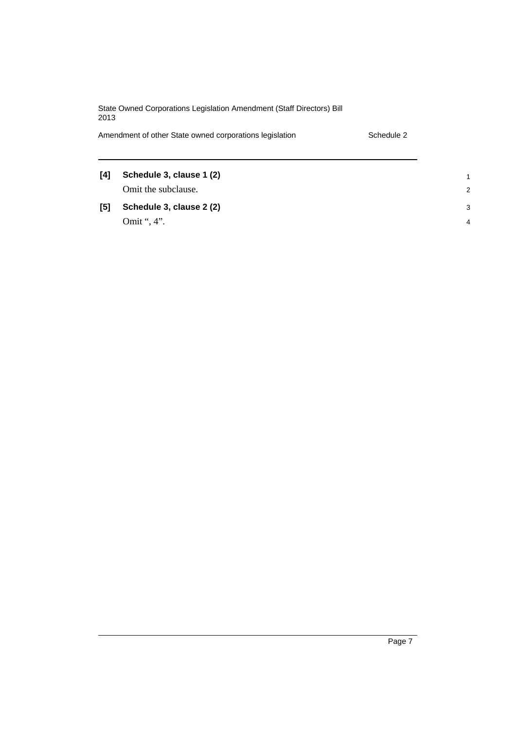**[4] Schedule 3, clause 1 (2)**

Omit the subclause.

**[5] Schedule 3, clause 2 (2)**

Omit ", 4".